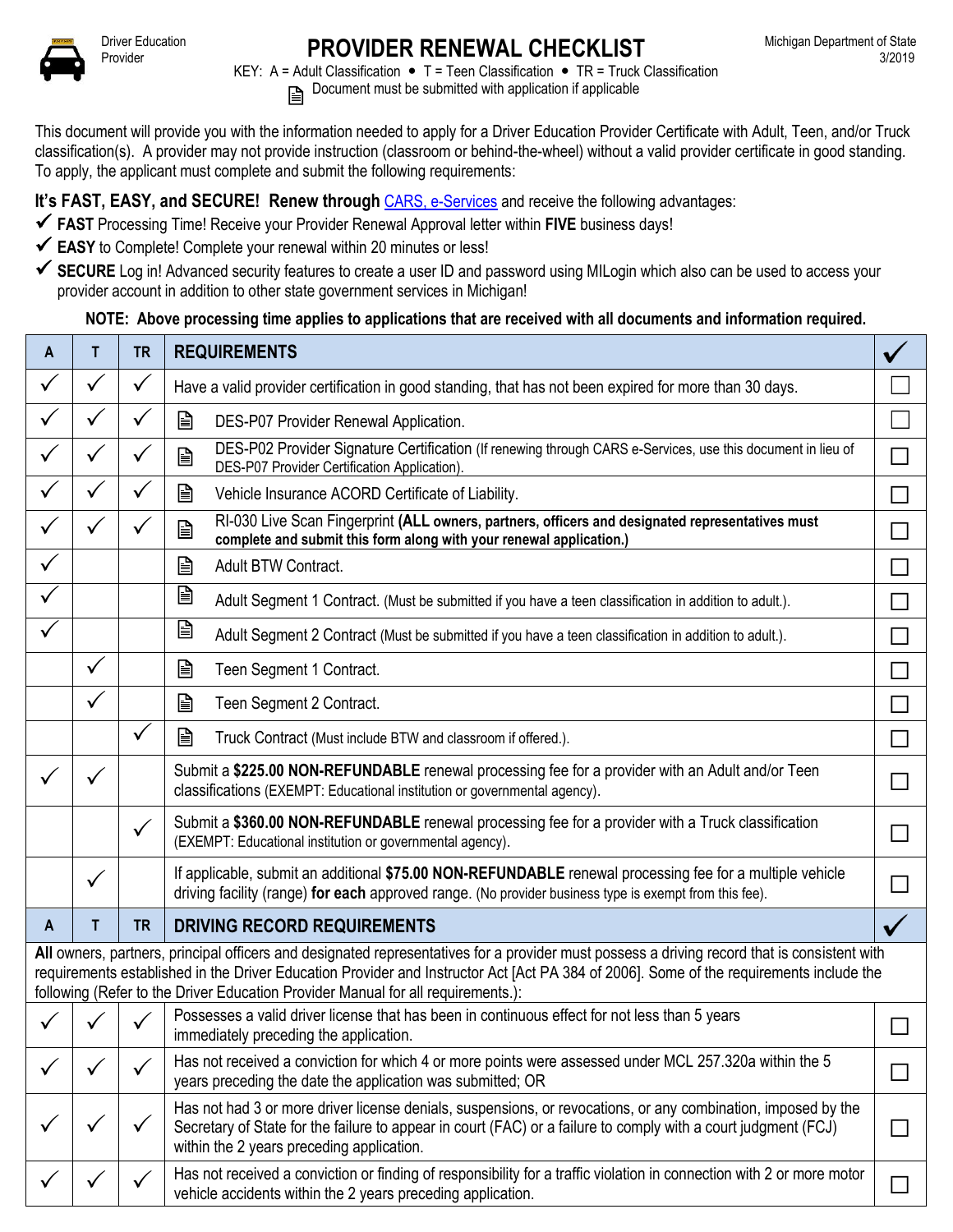Driver Education Provider

# PROVIDER RENEWAL CHECKLIST

Michigan Department of State
3/2019

KEY: A = Adult Classification • T = Teen Classification • TR = Truck Classification
🗎 Document must be submitted with application if applicable

This document will provide you with the information needed to apply for a Driver Education Provider Certificate with Adult, Teen, and/or Truck classification(s). A provider may not provide instruction (classroom or behind-the-wheel) without a valid provider certificate in good standing. To apply, the applicant must complete and submit the following requirements:

**It's FAST, EASY, and SECURE! Renew through** CARS, e-Services and receive the following advantages:

- ✓ **FAST** Processing Time! Receive your Provider Renewal Approval letter within **FIVE** business days!
- ✓ **EASY** to Complete! Complete your renewal within 20 minutes or less!
- ✓ **SECURE** Log in! Advanced security features to create a user ID and password using MILogin which also can be used to access your provider account in addition to other state government services in Michigan!

**NOTE: Above processing time applies to applications that are received with all documents and information required.**

| A | T | TR | REQUIREMENTS | ✓ |
|---|---|---|---|---|
| ✓ | ✓ | ✓ | Have a valid provider certification in good standing, that has not been expired for more than 30 days. | ☐ |
| ✓ | ✓ | ✓ | 🗎 DES-P07 Provider Renewal Application. | ☐ |
| ✓ | ✓ | ✓ | 🗎 DES-P02 Provider Signature Certification (If renewing through CARS e-Services, use this document in lieu of DES-P07 Provider Certification Application). | ☐ |
| ✓ | ✓ | ✓ | 🗎 Vehicle Insurance ACORD Certificate of Liability. | ☐ |
| ✓ | ✓ | ✓ | 🗎 RI-030 Live Scan Fingerprint **(ALL owners, partners, officers and designated representatives must complete and submit this form along with your renewal application.)** | ☐ |
| ✓ | | | 🗎 Adult BTW Contract. | ☐ |
| ✓ | | | 🗎 Adult Segment 1 Contract. (Must be submitted if you have a teen classification in addition to adult.). | ☐ |
| ✓ | | | 🗎 Adult Segment 2 Contract (Must be submitted if you have a teen classification in addition to adult.). | ☐ |
| | ✓ | | 🗎 Teen Segment 1 Contract. | ☐ |
| | ✓ | | 🗎 Teen Segment 2 Contract. | ☐ |
| | | ✓ | 🗎 Truck Contract (Must include BTW and classroom if offered.). | ☐ |
| ✓ | ✓ | | Submit a **$225.00 NON-REFUNDABLE** renewal processing fee for a provider with an Adult and/or Teen classifications (EXEMPT: Educational institution or governmental agency). | ☐ |
| | | ✓ | Submit a **$360.00 NON-REFUNDABLE** renewal processing fee for a provider with a Truck classification (EXEMPT: Educational institution or governmental agency). | ☐ |
| | ✓ | | If applicable, submit an additional **$75.00 NON-REFUNDABLE** renewal processing fee for a multiple vehicle driving facility (range) **for each** approved range. (No provider business type is exempt from this fee). | ☐ |

| A | T | TR | DRIVING RECORD REQUIREMENTS | ✓ |
|---|---|---|---|---|
| | | | **All** owners, partners, principal officers and designated representatives for a provider must possess a driving record that is consistent with requirements established in the Driver Education Provider and Instructor Act [Act PA 384 of 2006]. Some of the requirements include the following (Refer to the Driver Education Provider Manual for all requirements.): | |
| ✓ | ✓ | ✓ | Possesses a valid driver license that has been in continuous effect for not less than 5 years immediately preceding the application. | ☐ |
| ✓ | ✓ | ✓ | Has not received a conviction for which 4 or more points were assessed under MCL 257.320a within the 5 years preceding the date the application was submitted; OR | ☐ |
| ✓ | ✓ | ✓ | Has not had 3 or more driver license denials, suspensions, or revocations, or any combination, imposed by the Secretary of State for the failure to appear in court (FAC) or a failure to comply with a court judgment (FCJ) within the 2 years preceding application. | ☐ |
| ✓ | ✓ | ✓ | Has not received a conviction or finding of responsibility for a traffic violation in connection with 2 or more motor vehicle accidents within the 2 years preceding application. | ☐ |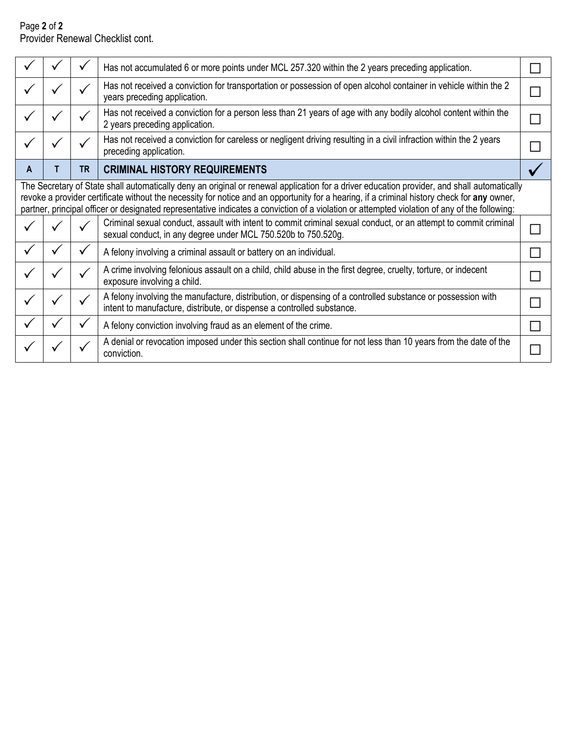Provider Renewal Checklist cont.

| | | | | |
|---|---|---|---|---|
| ✓ | ✓ | ✓ | Has not accumulated 6 or more points under MCL 257.320 within the 2 years preceding application. | ☐ |
| ✓ | ✓ | ✓ | Has not received a conviction for transportation or possession of open alcohol container in vehicle within the 2 years preceding application. | ☐ |
| ✓ | ✓ | ✓ | Has not received a conviction for a person less than 21 years of age with any bodily alcohol content within the 2 years preceding application. | ☐ |
| ✓ | ✓ | ✓ | Has not received a conviction for careless or negligent driving resulting in a civil infraction within the 2 years preceding application. | ☐ |
| **A** | **T** | **TR** | **CRIMINAL HISTORY REQUIREMENTS** | ✓ |
| The Secretary of State shall automatically deny an original or renewal application for a driver education provider, and shall automatically revoke a provider certificate without the necessity for notice and an opportunity for a hearing, if a criminal history check for **any** owner, partner, principal officer or designated representative indicates a conviction of a violation or attempted violation of any of the following: | | | | |
| ✓ | ✓ | ✓ | Criminal sexual conduct, assault with intent to commit criminal sexual conduct, or an attempt to commit criminal sexual conduct, in any degree under MCL 750.520b to 750.520g. | ☐ |
| ✓ | ✓ | ✓ | A felony involving a criminal assault or battery on an individual. | ☐ |
| ✓ | ✓ | ✓ | A crime involving felonious assault on a child, child abuse in the first degree, cruelty, torture, or indecent exposure involving a child. | ☐ |
| ✓ | ✓ | ✓ | A felony involving the manufacture, distribution, or dispensing of a controlled substance or possession with intent to manufacture, distribute, or dispense a controlled substance. | ☐ |
| ✓ | ✓ | ✓ | A felony conviction involving fraud as an element of the crime. | ☐ |
| ✓ | ✓ | ✓ | A denial or revocation imposed under this section shall continue for not less than 10 years from the date of the conviction. | ☐ |